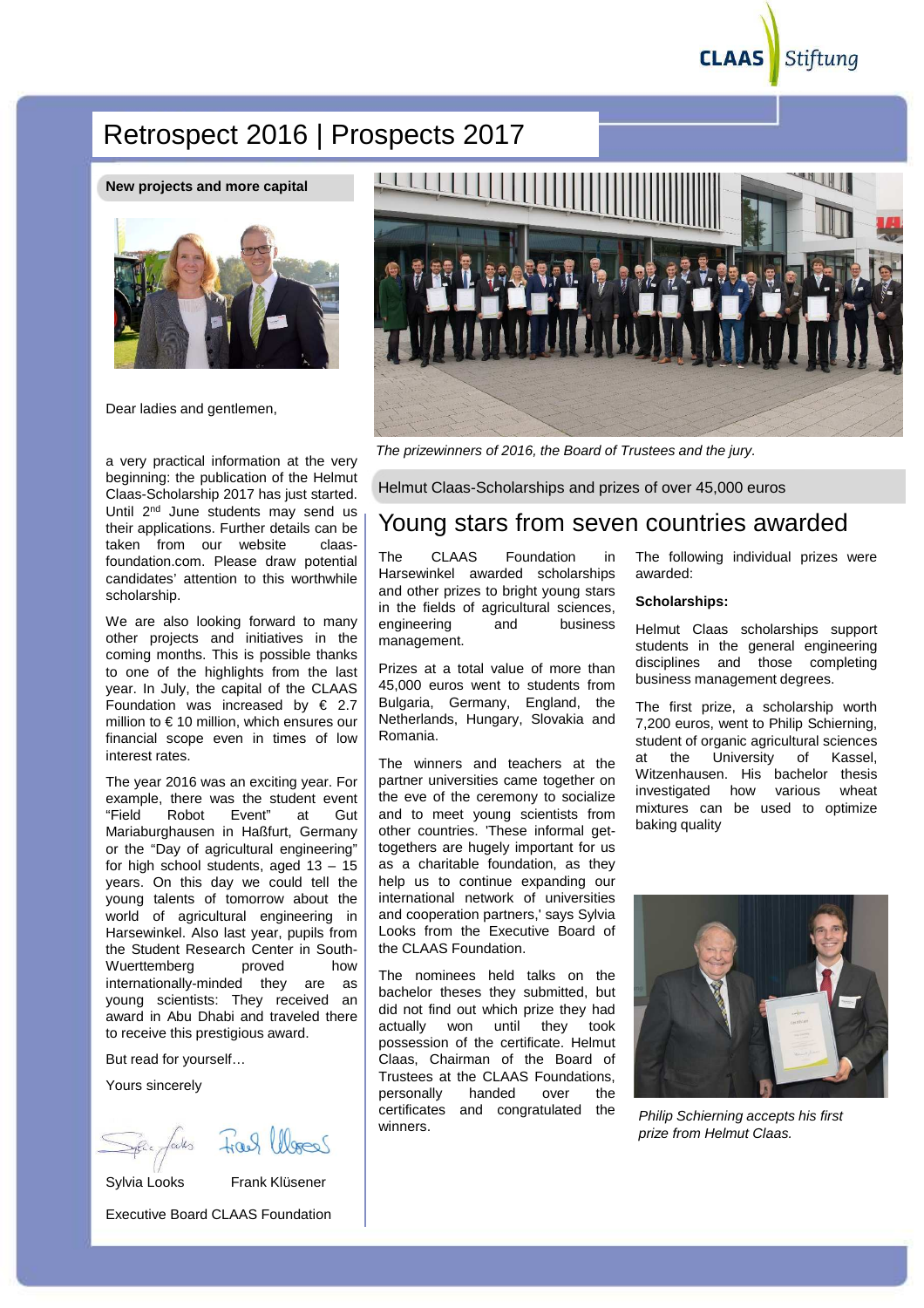# Retrospect 2016 | Prospects 2017

## New projects and more capital

Dear ladies and gentlemen,

a very practical information at the very beginning: the publication of the Helmut Claas-Scholarship 2017 has just started. Until 2nd June students may send us their applications. Further details can be taken from our website claas-foundation.com. Please draw potential candidates' attention to this worthwhile scholarship.

We are also looking forward to many other projects and initiatives in the coming months. This is possible thanks to one of the highlights from the last year. In July, the capital of the CLAAS Foundation was increased by € 2.7 million to € 10 million, which ensures our financial scope even in times of low interest rates.

The year 2016 was an exciting year. For example, there was the student event "Field Robot Event" at Gut Mariaburghausen in Haßfurt, Germany or the "Day of agricultural engineering" for high school students, aged 13 – 15 years. On this day we could tell the young talents of tomorrow about the world of agricultural engineering in Harsewinkel. Also last year, pupils from the Student Research Center in South-Wuerttemberg proved how internationally-minded they are as young scientists: They received an award in Abu Dhabi and traveled there to receive this prestigious award.

But read for yourself…

Yours sincerely

Sylvia Looks    Frank Klüsener

Executive Board CLAAS Foundation

*The prizewinners of 2016, the Board of Trustees and the jury.*

Helmut Claas-Scholarships and prizes of over 45,000 euros

## Young stars from seven countries awarded

The CLAAS Foundation in Harsewinkel awarded scholarships and other prizes to bright young stars in the fields of agricultural sciences, engineering and business management.

Prizes at a total value of more than 45,000 euros went to students from Bulgaria, Germany, England, the Netherlands, Hungary, Slovakia and Romania.

The winners and teachers at the partner universities came together on the eve of the ceremony to socialize and to meet young scientists from other countries. 'These informal get-togethers are hugely important for us as a charitable foundation, as they help us to continue expanding our international network of universities and cooperation partners,' says Sylvia Looks from the Executive Board of the CLAAS Foundation.

The nominees held talks on the bachelor theses they submitted, but did not find out which prize they had actually won until they took possession of the certificate. Helmut Claas, Chairman of the Board of Trustees at the CLAAS Foundations, personally handed over the certificates and congratulated the winners.

The following individual prizes were awarded:

**Scholarships:**

Helmut Claas scholarships support students in the general engineering disciplines and those completing business management degrees.

The first prize, a scholarship worth 7,200 euros, went to Philip Schierning, student of organic agricultural sciences at the University of Kassel, Witzenhausen. His bachelor thesis investigated how various wheat mixtures can be used to optimize baking quality

*Philip Schierning accepts his first prize from Helmut Claas.*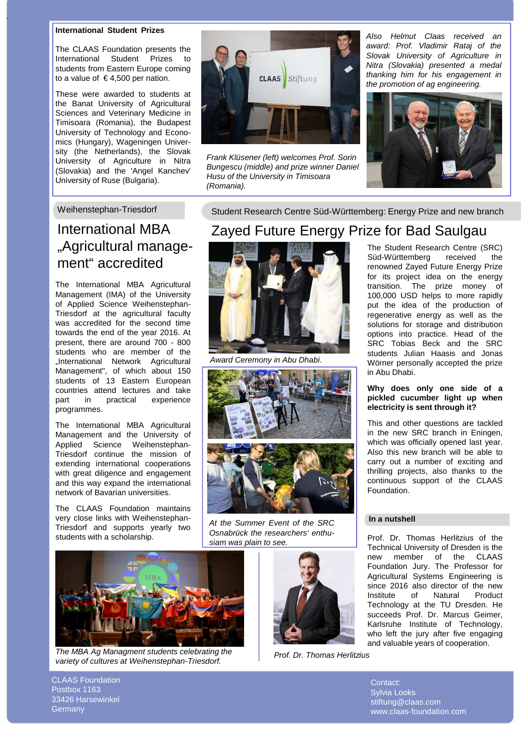**International Student Prizes**

The CLAAS Foundation presents the International Student Prizes to students from Eastern Europe coming to a value of € 4,500 per nation.

These were awarded to students at the Banat University of Agricultural Sciences and Veterinary Medicine in Timisoara (Romania), the Budapest University of Technology and Economics (Hungary), Wageningen University (the Netherlands), the Slovak University of Agriculture in Nitra (Slovakia) and the 'Angel Kanchev' University of Ruse (Bulgaria).

*Frank Klüsener (left) welcomes Prof. Sorin Bungescu (middle) and prize winner Daniel Husu of the University in Timisoara (Romania).*

*Also Helmut Claas received an award: Prof. Vladimir Rataj of the Slovak University of Agriculture in Nitra (Slovakia) presented a medal thanking him for his engagement in the promotion of ag engineering.*

Weihenstephan-Triesdorf

## International MBA „Agricultural management" accredited

The International MBA Agricultural Management (IMA) of the University of Applied Science Weihenstephan-Triesdorf at the agricultural faculty was accredited for the second time towards the end of the year 2016. At present, there are around 700 - 800 students who are member of the „International Network Agricultural Management", of which about 150 students of 13 Eastern European countries attend lectures and take part in practical experience programmes.

The International MBA Agricultural Management and the University of Applied Science Weihenstephan-Triesdorf continue the mission of extending international cooperations with great diligence and engagement and this way expand the international network of Bavarian universities.

The CLAAS Foundation maintains very close links with Weihenstephan-Triesdorf and supports yearly two students with a scholarship.

*The MBA Ag Managment students celebrating the variety of cultures at Weihenstephan-Triesdorf.*

Student Research Centre Süd-Württemberg: Energy Prize and new branch

## Zayed Future Energy Prize for Bad Saulgau

*Award Ceremony in Abu Dhabi.*

The Student Research Centre (SRC) Süd-Württemberg received the renowned Zayed Future Energy Prize for its project idea on the energy transition. The prize money of 100,000 USD helps to more rapidly put the idea of the production of regenerative energy as well as the solutions for storage and distribution options into practice. Head of the SRC Tobias Beck and the SRC students Julian Haasis and Jonas Wörner personally accepted the prize in Abu Dhabi.

**Why does only one side of a pickled cucumber light up when electricity is sent through it?**

This and other questions are tackled in the new SRC branch in Eningen, which was officially opened last year. Also this new branch will be able to carry out a number of exciting and thrilling projects, also thanks to the continuous support of the CLAAS Foundation.

*At the Summer Event of the SRC Osnabrück the researchers' enthusiasm was plain to see.*

**In a nutshell**

Prof. Dr. Thomas Herlitzius of the Technical University of Dresden is the new member of the CLAAS Foundation Jury. The Professor for Agricultural Systems Engineering is since 2016 also director of the new Institute of Natural Product Technology at the TU Dresden. He succeeds Prof. Dr. Marcus Geimer, Karlsruhe Institute of Technology, who left the jury after five engaging and valuable years of cooperation.

*Prof. Dr. Thomas Herlitzius*

CLAAS Foundation
Postbox 1163
33426 Harsewinkel
Germany

Contact:
Sylvia Looks
stiftung@claas.com
www.claas-foundation.com